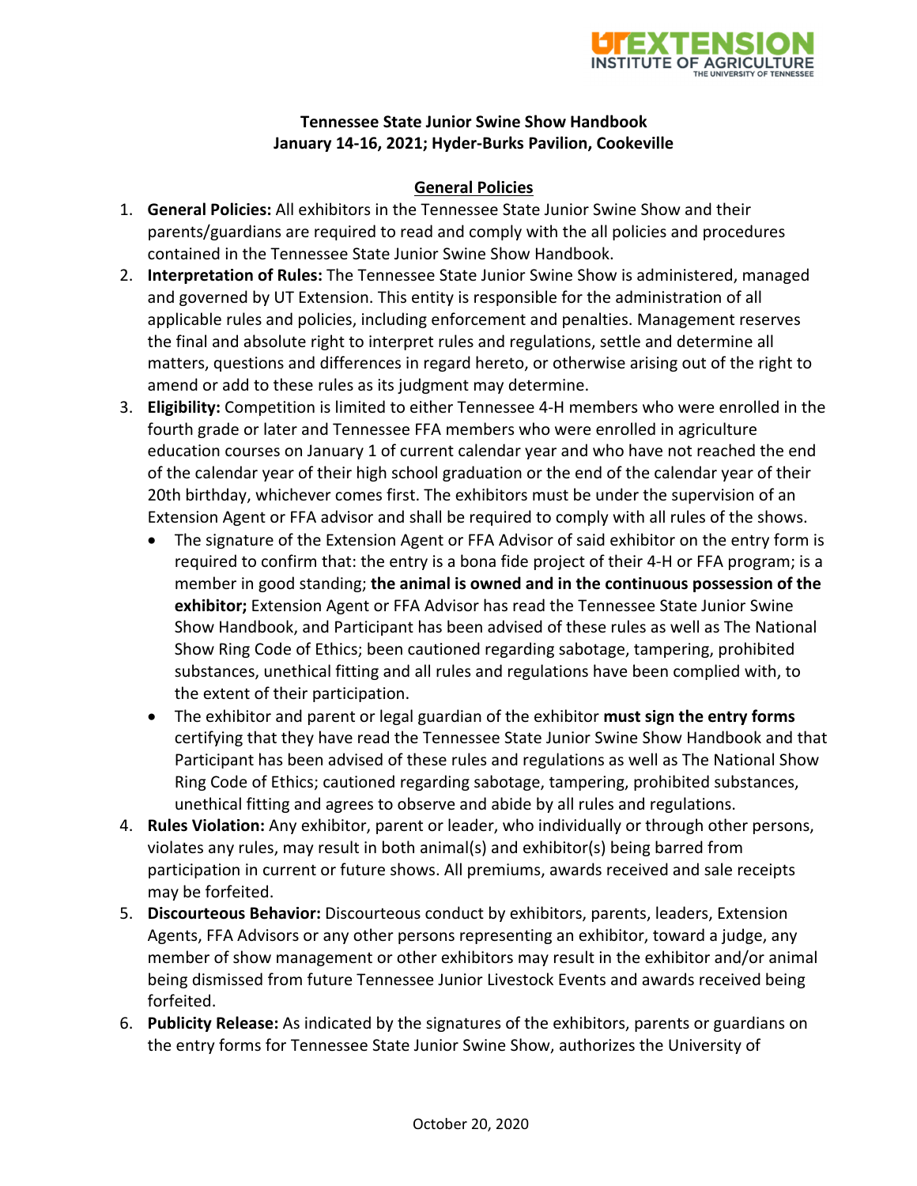# Tennessee State Junior Swine Show Handbook
## January 14-16, 2021; Hyder-Burks Pavilion, Cookeville

### General Policies

1. **General Policies:** All exhibitors in the Tennessee State Junior Swine Show and their parents/guardians are required to read and comply with the all policies and procedures contained in the Tennessee State Junior Swine Show Handbook.
2. **Interpretation of Rules:** The Tennessee State Junior Swine Show is administered, managed and governed by UT Extension. This entity is responsible for the administration of all applicable rules and policies, including enforcement and penalties. Management reserves the final and absolute right to interpret rules and regulations, settle and determine all matters, questions and differences in regard hereto, or otherwise arising out of the right to amend or add to these rules as its judgment may determine.
3. **Eligibility:** Competition is limited to either Tennessee 4-H members who were enrolled in the fourth grade or later and Tennessee FFA members who were enrolled in agriculture education courses on January 1 of current calendar year and who have not reached the end of the calendar year of their high school graduation or the end of the calendar year of their 20th birthday, whichever comes first. The exhibitors must be under the supervision of an Extension Agent or FFA advisor and shall be required to comply with all rules of the shows.
   - The signature of the Extension Agent or FFA Advisor of said exhibitor on the entry form is required to confirm that: the entry is a bona fide project of their 4-H or FFA program; is a member in good standing; **the animal is owned and in the continuous possession of the exhibitor;** Extension Agent or FFA Advisor has read the Tennessee State Junior Swine Show Handbook, and Participant has been advised of these rules as well as The National Show Ring Code of Ethics; been cautioned regarding sabotage, tampering, prohibited substances, unethical fitting and all rules and regulations have been complied with, to the extent of their participation.
   - The exhibitor and parent or legal guardian of the exhibitor **must sign the entry forms** certifying that they have read the Tennessee State Junior Swine Show Handbook and that Participant has been advised of these rules and regulations as well as The National Show Ring Code of Ethics; cautioned regarding sabotage, tampering, prohibited substances, unethical fitting and agrees to observe and abide by all rules and regulations.
4. **Rules Violation:** Any exhibitor, parent or leader, who individually or through other persons, violates any rules, may result in both animal(s) and exhibitor(s) being barred from participation in current or future shows. All premiums, awards received and sale receipts may be forfeited.
5. **Discourteous Behavior:** Discourteous conduct by exhibitors, parents, leaders, Extension Agents, FFA Advisors or any other persons representing an exhibitor, toward a judge, any member of show management or other exhibitors may result in the exhibitor and/or animal being dismissed from future Tennessee Junior Livestock Events and awards received being forfeited.
6. **Publicity Release:** As indicated by the signatures of the exhibitors, parents or guardians on the entry forms for Tennessee State Junior Swine Show, authorizes the University of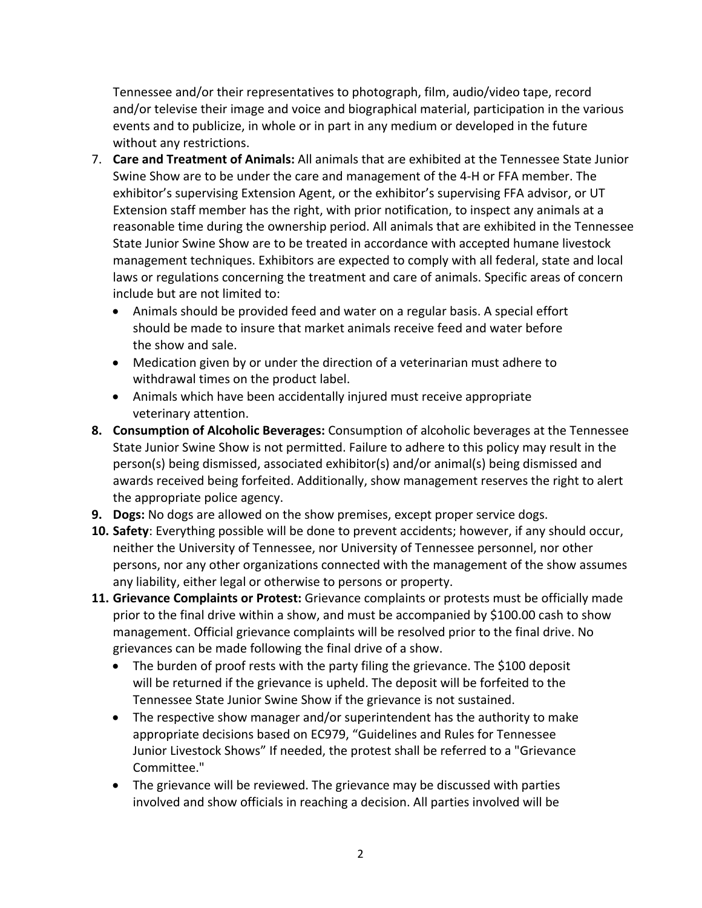Tennessee and/or their representatives to photograph, film, audio/video tape, record and/or televise their image and voice and biographical material, participation in the various events and to publicize, in whole or in part in any medium or developed in the future without any restrictions.

7. **Care and Treatment of Animals:** All animals that are exhibited at the Tennessee State Junior Swine Show are to be under the care and management of the 4-H or FFA member. The exhibitor's supervising Extension Agent, or the exhibitor's supervising FFA advisor, or UT Extension staff member has the right, with prior notification, to inspect any animals at a reasonable time during the ownership period. All animals that are exhibited in the Tennessee State Junior Swine Show are to be treated in accordance with accepted humane livestock management techniques. Exhibitors are expected to comply with all federal, state and local laws or regulations concerning the treatment and care of animals. Specific areas of concern include but are not limited to:
   - Animals should be provided feed and water on a regular basis. A special effort should be made to insure that market animals receive feed and water before the show and sale.
   - Medication given by or under the direction of a veterinarian must adhere to withdrawal times on the product label.
   - Animals which have been accidentally injured must receive appropriate veterinary attention.
8. **Consumption of Alcoholic Beverages:** Consumption of alcoholic beverages at the Tennessee State Junior Swine Show is not permitted. Failure to adhere to this policy may result in the person(s) being dismissed, associated exhibitor(s) and/or animal(s) being dismissed and awards received being forfeited. Additionally, show management reserves the right to alert the appropriate police agency.
9. **Dogs:** No dogs are allowed on the show premises, except proper service dogs.
10. **Safety**: Everything possible will be done to prevent accidents; however, if any should occur, neither the University of Tennessee, nor University of Tennessee personnel, nor other persons, nor any other organizations connected with the management of the show assumes any liability, either legal or otherwise to persons or property.
11. **Grievance Complaints or Protest:** Grievance complaints or protests must be officially made prior to the final drive within a show, and must be accompanied by $100.00 cash to show management. Official grievance complaints will be resolved prior to the final drive. No grievances can be made following the final drive of a show.
    - The burden of proof rests with the party filing the grievance. The $100 deposit will be returned if the grievance is upheld. The deposit will be forfeited to the Tennessee State Junior Swine Show if the grievance is not sustained.
    - The respective show manager and/or superintendent has the authority to make appropriate decisions based on EC979, "Guidelines and Rules for Tennessee Junior Livestock Shows" If needed, the protest shall be referred to a "Grievance Committee."
    - The grievance will be reviewed. The grievance may be discussed with parties involved and show officials in reaching a decision. All parties involved will be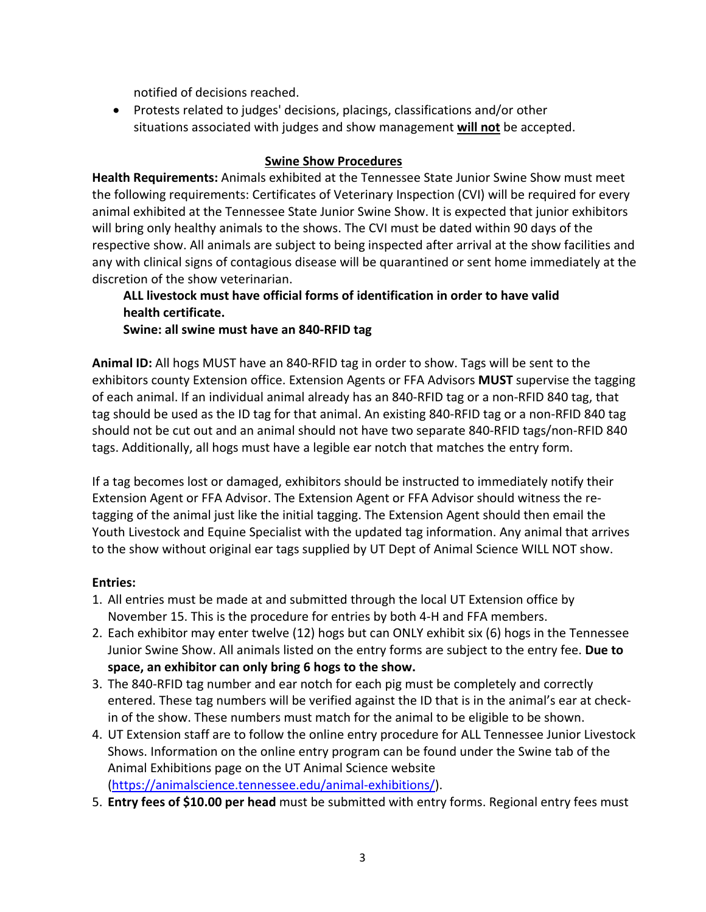notified of decisions reached.

- Protests related to judges' decisions, placings, classifications and/or other situations associated with judges and show management **will not** be accepted.

## Swine Show Procedures

**Health Requirements:** Animals exhibited at the Tennessee State Junior Swine Show must meet the following requirements: Certificates of Veterinary Inspection (CVI) will be required for every animal exhibited at the Tennessee State Junior Swine Show. It is expected that junior exhibitors will bring only healthy animals to the shows. The CVI must be dated within 90 days of the respective show. All animals are subject to being inspected after arrival at the show facilities and any with clinical signs of contagious disease will be quarantined or sent home immediately at the discretion of the show veterinarian.

**ALL livestock must have official forms of identification in order to have valid health certificate.**

**Swine: all swine must have an 840-RFID tag**

**Animal ID:** All hogs MUST have an 840-RFID tag in order to show. Tags will be sent to the exhibitors county Extension office. Extension Agents or FFA Advisors **MUST** supervise the tagging of each animal. If an individual animal already has an 840-RFID tag or a non-RFID 840 tag, that tag should be used as the ID tag for that animal. An existing 840-RFID tag or a non-RFID 840 tag should not be cut out and an animal should not have two separate 840-RFID tags/non-RFID 840 tags. Additionally, all hogs must have a legible ear notch that matches the entry form.

If a tag becomes lost or damaged, exhibitors should be instructed to immediately notify their Extension Agent or FFA Advisor. The Extension Agent or FFA Advisor should witness the re-tagging of the animal just like the initial tagging. The Extension Agent should then email the Youth Livestock and Equine Specialist with the updated tag information. Any animal that arrives to the show without original ear tags supplied by UT Dept of Animal Science WILL NOT show.

**Entries:**

1. All entries must be made at and submitted through the local UT Extension office by November 15. This is the procedure for entries by both 4-H and FFA members.
2. Each exhibitor may enter twelve (12) hogs but can ONLY exhibit six (6) hogs in the Tennessee Junior Swine Show. All animals listed on the entry forms are subject to the entry fee. **Due to space, an exhibitor can only bring 6 hogs to the show.**
3. The 840-RFID tag number and ear notch for each pig must be completely and correctly entered. These tag numbers will be verified against the ID that is in the animal's ear at check-in of the show. These numbers must match for the animal to be eligible to be shown.
4. UT Extension staff are to follow the online entry procedure for ALL Tennessee Junior Livestock Shows. Information on the online entry program can be found under the Swine tab of the Animal Exhibitions page on the UT Animal Science website (https://animalscience.tennessee.edu/animal-exhibitions/).
5. **Entry fees of $10.00 per head** must be submitted with entry forms. Regional entry fees must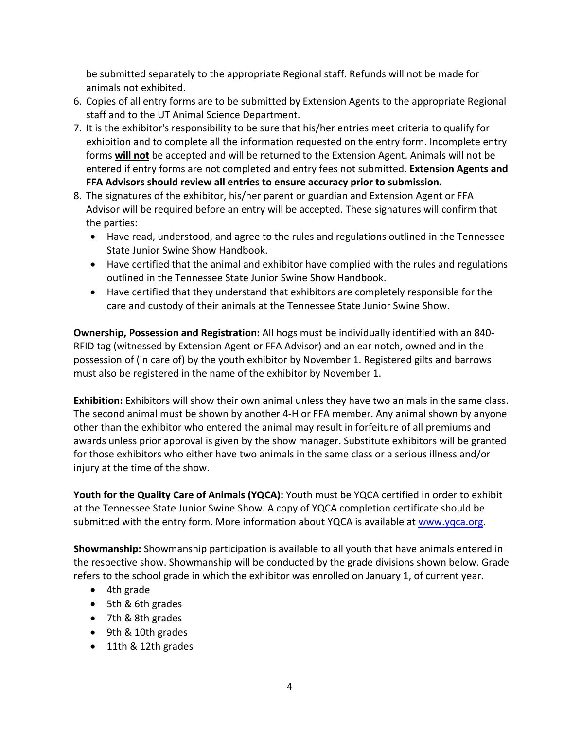be submitted separately to the appropriate Regional staff. Refunds will not be made for animals not exhibited.

6. Copies of all entry forms are to be submitted by Extension Agents to the appropriate Regional staff and to the UT Animal Science Department.
7. It is the exhibitor's responsibility to be sure that his/her entries meet criteria to qualify for exhibition and to complete all the information requested on the entry form. Incomplete entry forms **will not** be accepted and will be returned to the Extension Agent. Animals will not be entered if entry forms are not completed and entry fees not submitted. **Extension Agents and FFA Advisors should review all entries to ensure accuracy prior to submission.**
8. The signatures of the exhibitor, his/her parent or guardian and Extension Agent or FFA Advisor will be required before an entry will be accepted. These signatures will confirm that the parties:
   - Have read, understood, and agree to the rules and regulations outlined in the Tennessee State Junior Swine Show Handbook.
   - Have certified that the animal and exhibitor have complied with the rules and regulations outlined in the Tennessee State Junior Swine Show Handbook.
   - Have certified that they understand that exhibitors are completely responsible for the care and custody of their animals at the Tennessee State Junior Swine Show.

**Ownership, Possession and Registration:** All hogs must be individually identified with an 840-RFID tag (witnessed by Extension Agent or FFA Advisor) and an ear notch, owned and in the possession of (in care of) by the youth exhibitor by November 1. Registered gilts and barrows must also be registered in the name of the exhibitor by November 1.

**Exhibition:** Exhibitors will show their own animal unless they have two animals in the same class. The second animal must be shown by another 4-H or FFA member. Any animal shown by anyone other than the exhibitor who entered the animal may result in forfeiture of all premiums and awards unless prior approval is given by the show manager. Substitute exhibitors will be granted for those exhibitors who either have two animals in the same class or a serious illness and/or injury at the time of the show.

**Youth for the Quality Care of Animals (YQCA):** Youth must be YQCA certified in order to exhibit at the Tennessee State Junior Swine Show. A copy of YQCA completion certificate should be submitted with the entry form. More information about YQCA is available at www.yqca.org.

**Showmanship:** Showmanship participation is available to all youth that have animals entered in the respective show. Showmanship will be conducted by the grade divisions shown below. Grade refers to the school grade in which the exhibitor was enrolled on January 1, of current year.

- 4th grade
- 5th & 6th grades
- 7th & 8th grades
- 9th & 10th grades
- 11th & 12th grades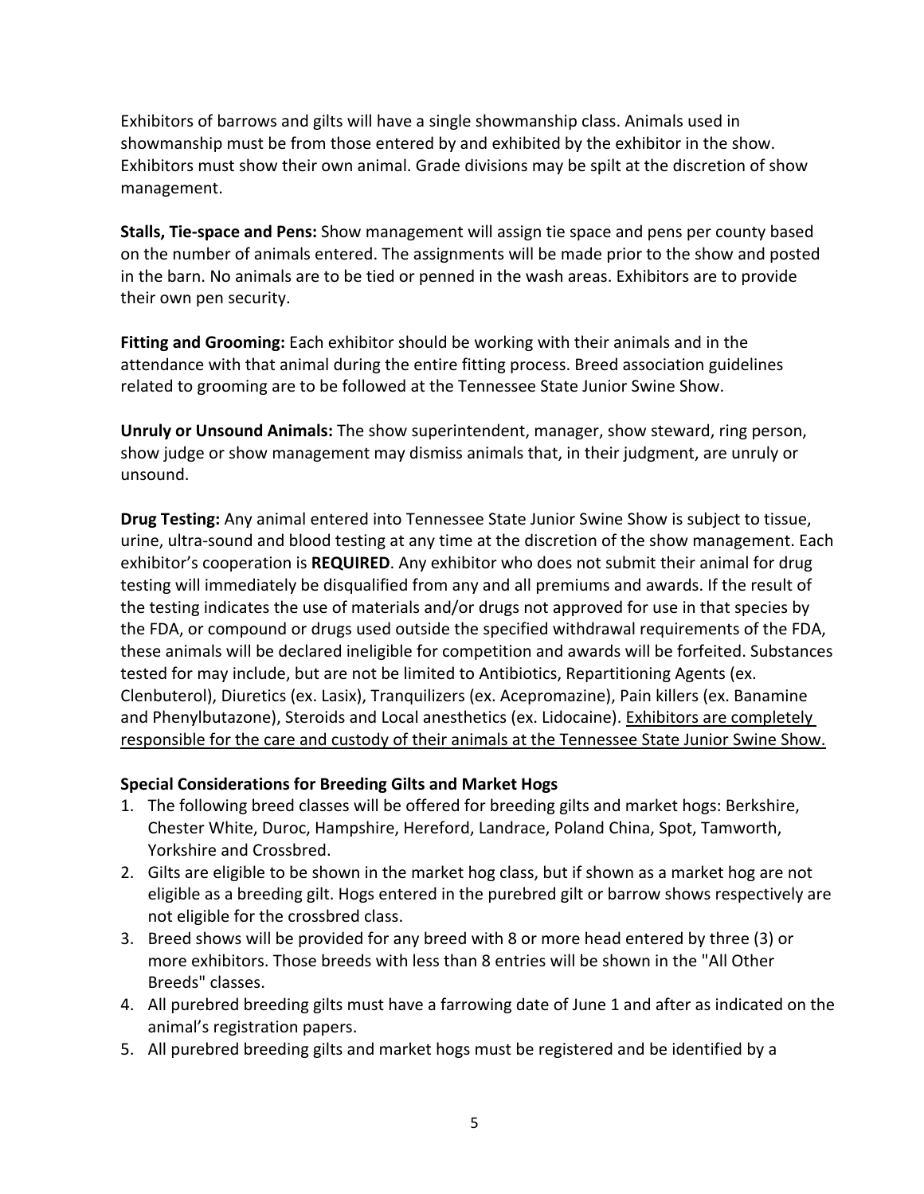Exhibitors of barrows and gilts will have a single showmanship class. Animals used in showmanship must be from those entered by and exhibited by the exhibitor in the show. Exhibitors must show their own animal. Grade divisions may be spilt at the discretion of show management.

**Stalls, Tie-space and Pens:** Show management will assign tie space and pens per county based on the number of animals entered. The assignments will be made prior to the show and posted in the barn. No animals are to be tied or penned in the wash areas. Exhibitors are to provide their own pen security.

**Fitting and Grooming:** Each exhibitor should be working with their animals and in the attendance with that animal during the entire fitting process. Breed association guidelines related to grooming are to be followed at the Tennessee State Junior Swine Show.

**Unruly or Unsound Animals:** The show superintendent, manager, show steward, ring person, show judge or show management may dismiss animals that, in their judgment, are unruly or unsound.

**Drug Testing:** Any animal entered into Tennessee State Junior Swine Show is subject to tissue, urine, ultra-sound and blood testing at any time at the discretion of the show management. Each exhibitor's cooperation is **REQUIRED**. Any exhibitor who does not submit their animal for drug testing will immediately be disqualified from any and all premiums and awards. If the result of the testing indicates the use of materials and/or drugs not approved for use in that species by the FDA, or compound or drugs used outside the specified withdrawal requirements of the FDA, these animals will be declared ineligible for competition and awards will be forfeited. Substances tested for may include, but are not be limited to Antibiotics, Repartitioning Agents (ex. Clenbuterol), Diuretics (ex. Lasix), Tranquilizers (ex. Acepromazine), Pain killers (ex. Banamine and Phenylbutazone), Steroids and Local anesthetics (ex. Lidocaine). <u>Exhibitors are completely responsible for the care and custody of their animals at the Tennessee State Junior Swine Show.</u>

**Special Considerations for Breeding Gilts and Market Hogs**

1. The following breed classes will be offered for breeding gilts and market hogs: Berkshire, Chester White, Duroc, Hampshire, Hereford, Landrace, Poland China, Spot, Tamworth, Yorkshire and Crossbred.
2. Gilts are eligible to be shown in the market hog class, but if shown as a market hog are not eligible as a breeding gilt. Hogs entered in the purebred gilt or barrow shows respectively are not eligible for the crossbred class.
3. Breed shows will be provided for any breed with 8 or more head entered by three (3) or more exhibitors. Those breeds with less than 8 entries will be shown in the "All Other Breeds" classes.
4. All purebred breeding gilts must have a farrowing date of June 1 and after as indicated on the animal's registration papers.
5. All purebred breeding gilts and market hogs must be registered and be identified by a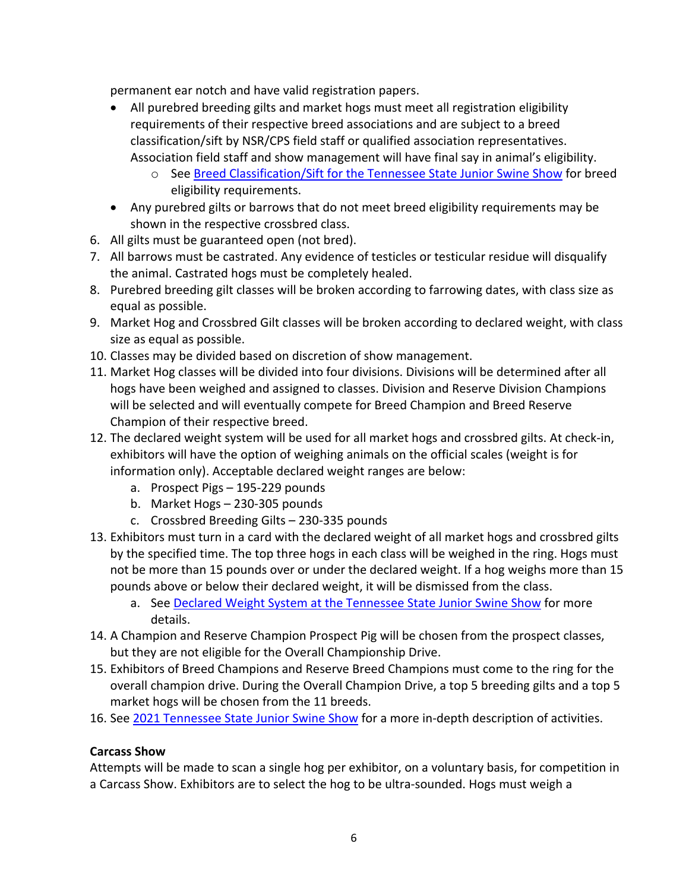permanent ear notch and have valid registration papers.

- All purebred breeding gilts and market hogs must meet all registration eligibility requirements of their respective breed associations and are subject to a breed classification/sift by NSR/CPS field staff or qualified association representatives. Association field staff and show management will have final say in animal's eligibility.
    - See Breed Classification/Sift for the Tennessee State Junior Swine Show for breed eligibility requirements.
- Any purebred gilts or barrows that do not meet breed eligibility requirements may be shown in the respective crossbred class.

6. All gilts must be guaranteed open (not bred).
7. All barrows must be castrated. Any evidence of testicles or testicular residue will disqualify the animal. Castrated hogs must be completely healed.
8. Purebred breeding gilt classes will be broken according to farrowing dates, with class size as equal as possible.
9. Market Hog and Crossbred Gilt classes will be broken according to declared weight, with class size as equal as possible.
10. Classes may be divided based on discretion of show management.
11. Market Hog classes will be divided into four divisions. Divisions will be determined after all hogs have been weighed and assigned to classes. Division and Reserve Division Champions will be selected and will eventually compete for Breed Champion and Breed Reserve Champion of their respective breed.
12. The declared weight system will be used for all market hogs and crossbred gilts. At check-in, exhibitors will have the option of weighing animals on the official scales (weight is for information only). Acceptable declared weight ranges are below:
    a. Prospect Pigs – 195-229 pounds
    b. Market Hogs – 230-305 pounds
    c. Crossbred Breeding Gilts – 230-335 pounds
13. Exhibitors must turn in a card with the declared weight of all market hogs and crossbred gilts by the specified time. The top three hogs in each class will be weighed in the ring. Hogs must not be more than 15 pounds over or under the declared weight. If a hog weighs more than 15 pounds above or below their declared weight, it will be dismissed from the class.
    a. See Declared Weight System at the Tennessee State Junior Swine Show for more details.
14. A Champion and Reserve Champion Prospect Pig will be chosen from the prospect classes, but they are not eligible for the Overall Championship Drive.
15. Exhibitors of Breed Champions and Reserve Breed Champions must come to the ring for the overall champion drive. During the Overall Champion Drive, a top 5 breeding gilts and a top 5 market hogs will be chosen from the 11 breeds.
16. See 2021 Tennessee State Junior Swine Show for a more in-depth description of activities.

**Carcass Show**

Attempts will be made to scan a single hog per exhibitor, on a voluntary basis, for competition in a Carcass Show. Exhibitors are to select the hog to be ultra-sounded. Hogs must weigh a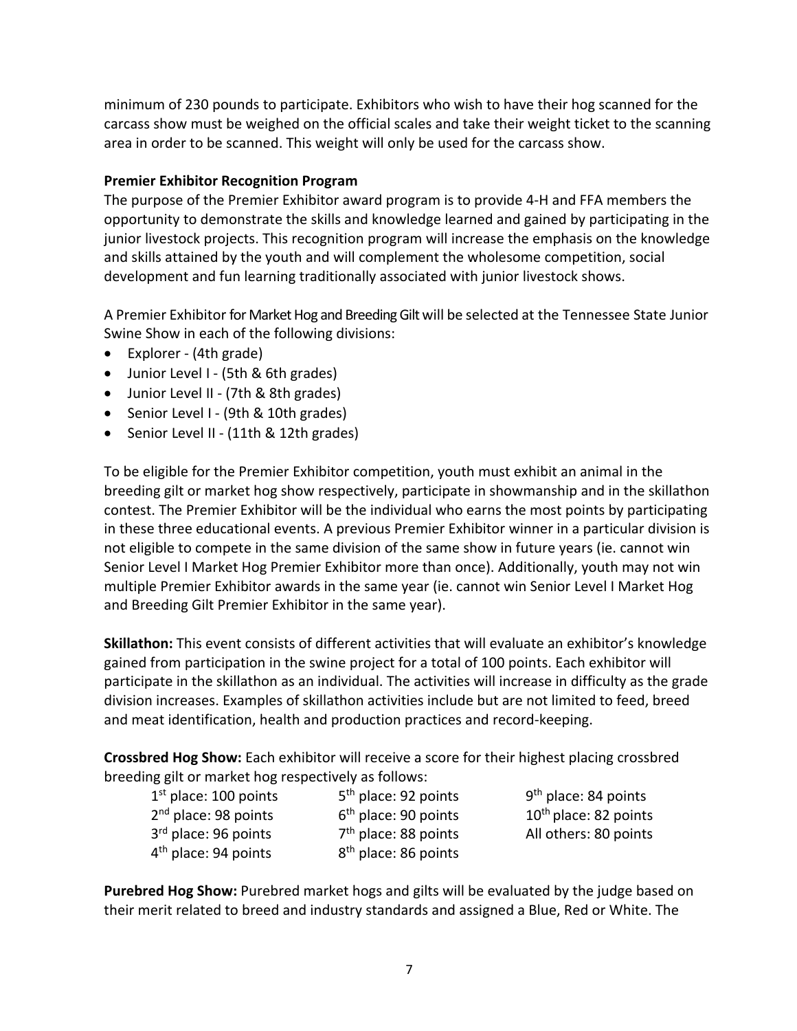minimum of 230 pounds to participate. Exhibitors who wish to have their hog scanned for the carcass show must be weighed on the official scales and take their weight ticket to the scanning area in order to be scanned. This weight will only be used for the carcass show.

**Premier Exhibitor Recognition Program**

The purpose of the Premier Exhibitor award program is to provide 4-H and FFA members the opportunity to demonstrate the skills and knowledge learned and gained by participating in the junior livestock projects. This recognition program will increase the emphasis on the knowledge and skills attained by the youth and will complement the wholesome competition, social development and fun learning traditionally associated with junior livestock shows.

A Premier Exhibitor for Market Hog and Breeding Gilt will be selected at the Tennessee State Junior Swine Show in each of the following divisions:

- Explorer - (4th grade)
- Junior Level I - (5th & 6th grades)
- Junior Level II - (7th & 8th grades)
- Senior Level I - (9th & 10th grades)
- Senior Level II - (11th & 12th grades)

To be eligible for the Premier Exhibitor competition, youth must exhibit an animal in the breeding gilt or market hog show respectively, participate in showmanship and in the skillathon contest. The Premier Exhibitor will be the individual who earns the most points by participating in these three educational events. A previous Premier Exhibitor winner in a particular division is not eligible to compete in the same division of the same show in future years (ie. cannot win Senior Level I Market Hog Premier Exhibitor more than once). Additionally, youth may not win multiple Premier Exhibitor awards in the same year (ie. cannot win Senior Level I Market Hog and Breeding Gilt Premier Exhibitor in the same year).

**Skillathon:** This event consists of different activities that will evaluate an exhibitor's knowledge gained from participation in the swine project for a total of 100 points. Each exhibitor will participate in the skillathon as an individual. The activities will increase in difficulty as the grade division increases. Examples of skillathon activities include but are not limited to feed, breed and meat identification, health and production practices and record-keeping.

**Crossbred Hog Show:** Each exhibitor will receive a score for their highest placing crossbred breeding gilt or market hog respectively as follows:

| | | |
|---|---|---|
| 1st place: 100 points | 5th place: 92 points | 9th place: 84 points |
| 2nd place: 98 points | 6th place: 90 points | 10th place: 82 points |
| 3rd place: 96 points | 7th place: 88 points | All others: 80 points |
| 4th place: 94 points | 8th place: 86 points | |

**Purebred Hog Show:** Purebred market hogs and gilts will be evaluated by the judge based on their merit related to breed and industry standards and assigned a Blue, Red or White. The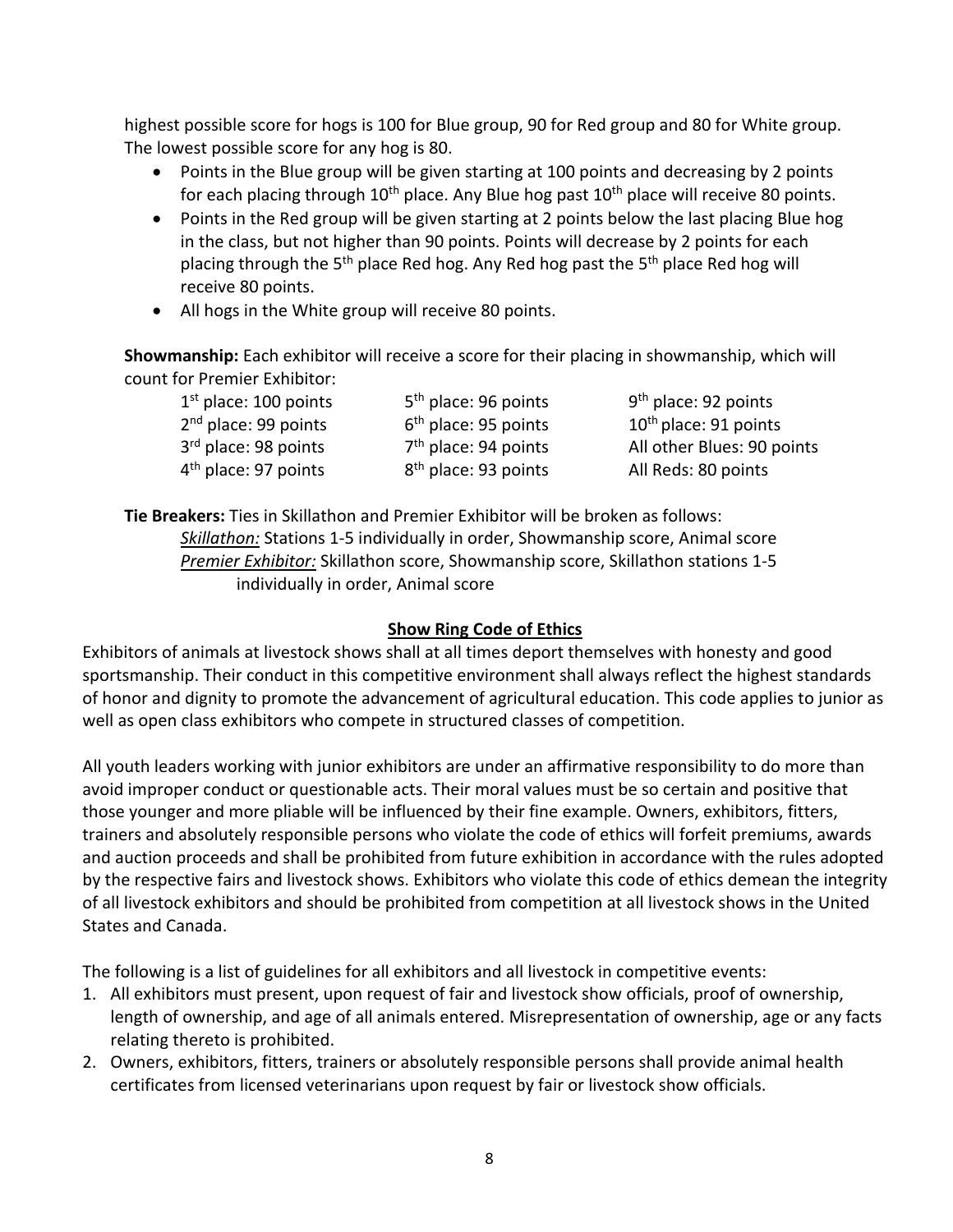highest possible score for hogs is 100 for Blue group, 90 for Red group and 80 for White group. The lowest possible score for any hog is 80.

- Points in the Blue group will be given starting at 100 points and decreasing by 2 points for each placing through 10th place. Any Blue hog past 10th place will receive 80 points.
- Points in the Red group will be given starting at 2 points below the last placing Blue hog in the class, but not higher than 90 points. Points will decrease by 2 points for each placing through the 5th place Red hog. Any Red hog past the 5th place Red hog will receive 80 points.
- All hogs in the White group will receive 80 points.

**Showmanship:** Each exhibitor will receive a score for their placing in showmanship, which will count for Premier Exhibitor:

| | | |
|---|---|---|
| 1st place: 100 points | 5th place: 96 points | 9th place: 92 points |
| 2nd place: 99 points | 6th place: 95 points | 10th place: 91 points |
| 3rd place: 98 points | 7th place: 94 points | All other Blues: 90 points |
| 4th place: 97 points | 8th place: 93 points | All Reds: 80 points |

**Tie Breakers:** Ties in Skillathon and Premier Exhibitor will be broken as follows:

*Skillathon:* Stations 1-5 individually in order, Showmanship score, Animal score

*Premier Exhibitor:* Skillathon score, Showmanship score, Skillathon stations 1-5 individually in order, Animal score

## Show Ring Code of Ethics

Exhibitors of animals at livestock shows shall at all times deport themselves with honesty and good sportsmanship. Their conduct in this competitive environment shall always reflect the highest standards of honor and dignity to promote the advancement of agricultural education. This code applies to junior as well as open class exhibitors who compete in structured classes of competition.

All youth leaders working with junior exhibitors are under an affirmative responsibility to do more than avoid improper conduct or questionable acts. Their moral values must be so certain and positive that those younger and more pliable will be influenced by their fine example. Owners, exhibitors, fitters, trainers and absolutely responsible persons who violate the code of ethics will forfeit premiums, awards and auction proceeds and shall be prohibited from future exhibition in accordance with the rules adopted by the respective fairs and livestock shows. Exhibitors who violate this code of ethics demean the integrity of all livestock exhibitors and should be prohibited from competition at all livestock shows in the United States and Canada.

The following is a list of guidelines for all exhibitors and all livestock in competitive events:

1. All exhibitors must present, upon request of fair and livestock show officials, proof of ownership, length of ownership, and age of all animals entered. Misrepresentation of ownership, age or any facts relating thereto is prohibited.
2. Owners, exhibitors, fitters, trainers or absolutely responsible persons shall provide animal health certificates from licensed veterinarians upon request by fair or livestock show officials.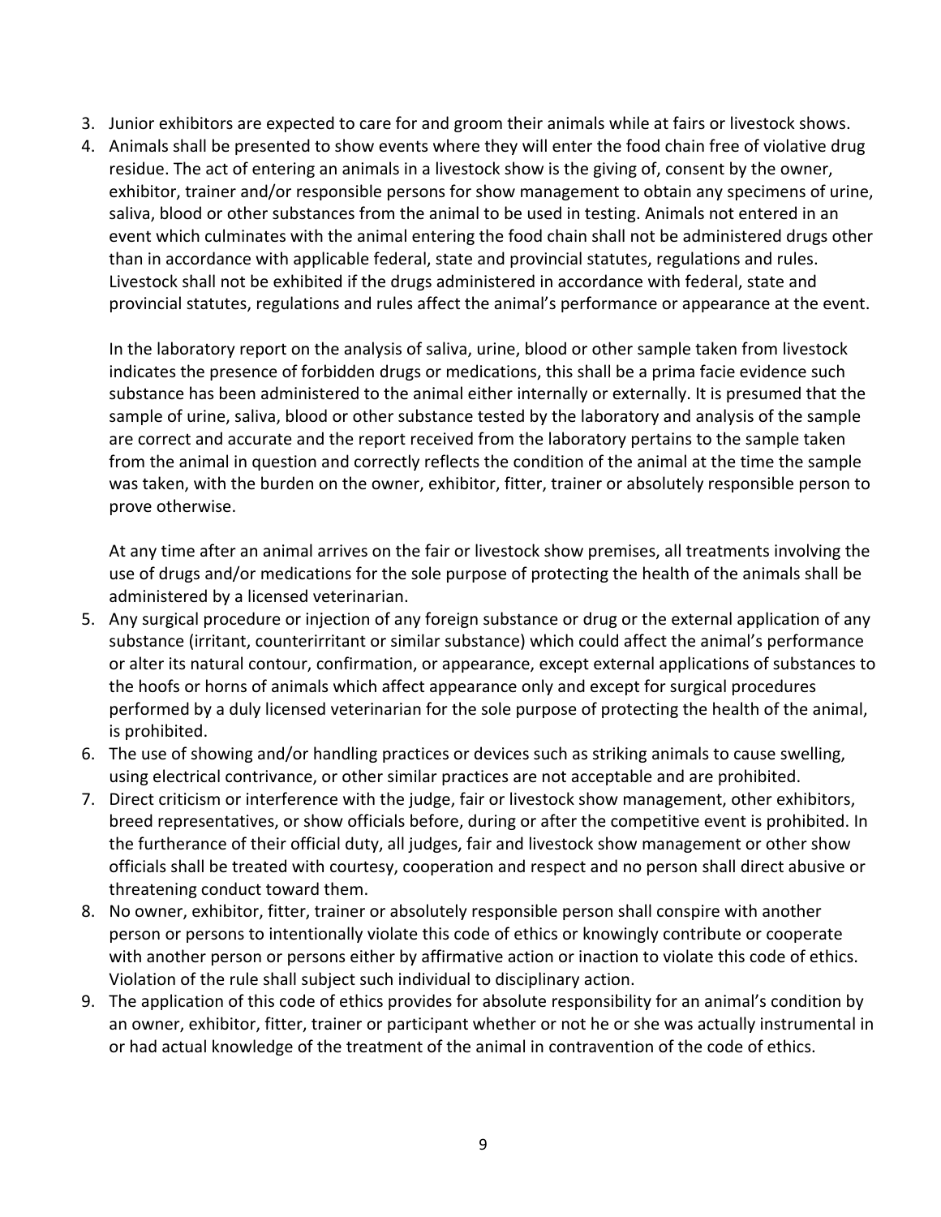3. Junior exhibitors are expected to care for and groom their animals while at fairs or livestock shows.
4. Animals shall be presented to show events where they will enter the food chain free of violative drug residue. The act of entering an animals in a livestock show is the giving of, consent by the owner, exhibitor, trainer and/or responsible persons for show management to obtain any specimens of urine, saliva, blood or other substances from the animal to be used in testing. Animals not entered in an event which culminates with the animal entering the food chain shall not be administered drugs other than in accordance with applicable federal, state and provincial statutes, regulations and rules. Livestock shall not be exhibited if the drugs administered in accordance with federal, state and provincial statutes, regulations and rules affect the animal's performance or appearance at the event.

   In the laboratory report on the analysis of saliva, urine, blood or other sample taken from livestock indicates the presence of forbidden drugs or medications, this shall be a prima facie evidence such substance has been administered to the animal either internally or externally. It is presumed that the sample of urine, saliva, blood or other substance tested by the laboratory and analysis of the sample are correct and accurate and the report received from the laboratory pertains to the sample taken from the animal in question and correctly reflects the condition of the animal at the time the sample was taken, with the burden on the owner, exhibitor, fitter, trainer or absolutely responsible person to prove otherwise.

   At any time after an animal arrives on the fair or livestock show premises, all treatments involving the use of drugs and/or medications for the sole purpose of protecting the health of the animals shall be administered by a licensed veterinarian.
5. Any surgical procedure or injection of any foreign substance or drug or the external application of any substance (irritant, counterirritant or similar substance) which could affect the animal's performance or alter its natural contour, confirmation, or appearance, except external applications of substances to the hoofs or horns of animals which affect appearance only and except for surgical procedures performed by a duly licensed veterinarian for the sole purpose of protecting the health of the animal, is prohibited.
6. The use of showing and/or handling practices or devices such as striking animals to cause swelling, using electrical contrivance, or other similar practices are not acceptable and are prohibited.
7. Direct criticism or interference with the judge, fair or livestock show management, other exhibitors, breed representatives, or show officials before, during or after the competitive event is prohibited. In the furtherance of their official duty, all judges, fair and livestock show management or other show officials shall be treated with courtesy, cooperation and respect and no person shall direct abusive or threatening conduct toward them.
8. No owner, exhibitor, fitter, trainer or absolutely responsible person shall conspire with another person or persons to intentionally violate this code of ethics or knowingly contribute or cooperate with another person or persons either by affirmative action or inaction to violate this code of ethics. Violation of the rule shall subject such individual to disciplinary action.
9. The application of this code of ethics provides for absolute responsibility for an animal's condition by an owner, exhibitor, fitter, trainer or participant whether or not he or she was actually instrumental in or had actual knowledge of the treatment of the animal in contravention of the code of ethics.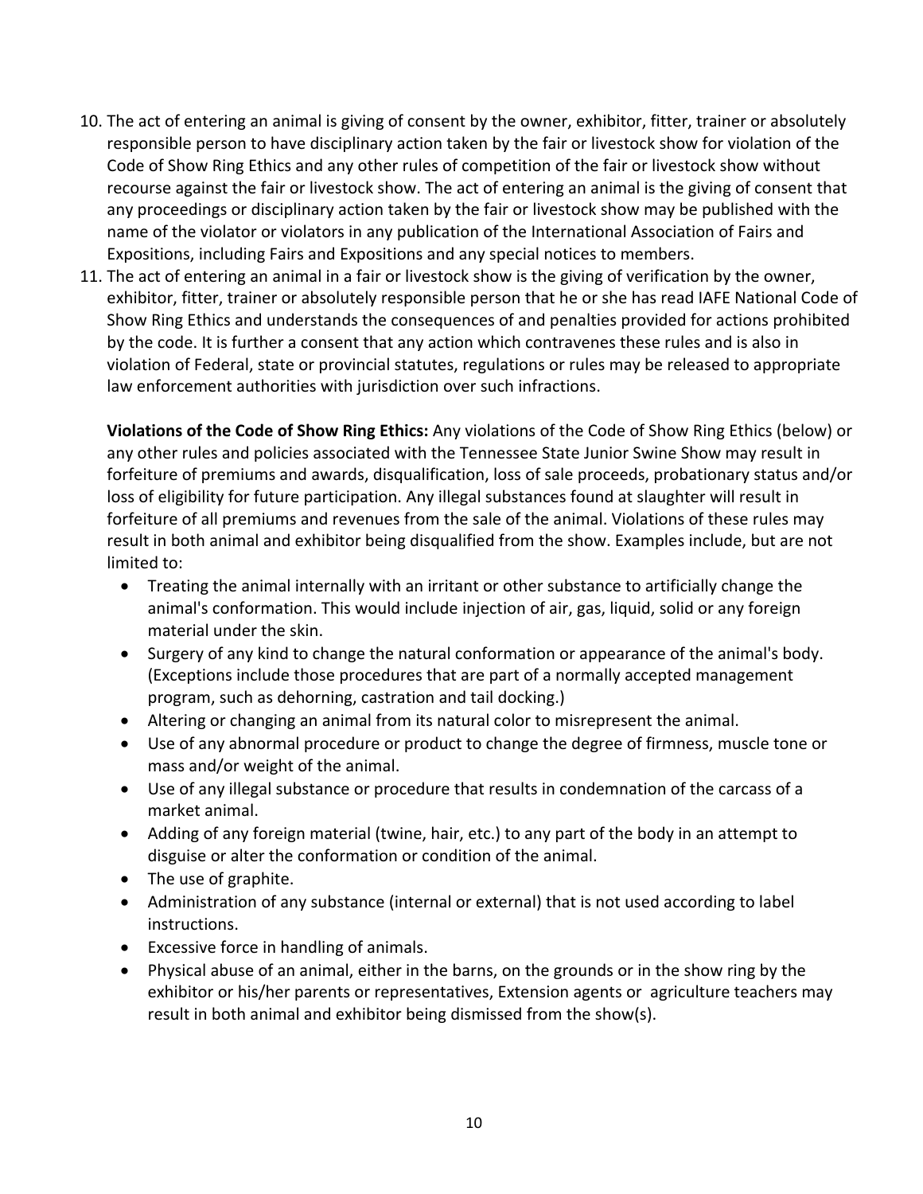10. The act of entering an animal is giving of consent by the owner, exhibitor, fitter, trainer or absolutely responsible person to have disciplinary action taken by the fair or livestock show for violation of the Code of Show Ring Ethics and any other rules of competition of the fair or livestock show without recourse against the fair or livestock show. The act of entering an animal is the giving of consent that any proceedings or disciplinary action taken by the fair or livestock show may be published with the name of the violator or violators in any publication of the International Association of Fairs and Expositions, including Fairs and Expositions and any special notices to members.
11. The act of entering an animal in a fair or livestock show is the giving of verification by the owner, exhibitor, fitter, trainer or absolutely responsible person that he or she has read IAFE National Code of Show Ring Ethics and understands the consequences of and penalties provided for actions prohibited by the code. It is further a consent that any action which contravenes these rules and is also in violation of Federal, state or provincial statutes, regulations or rules may be released to appropriate law enforcement authorities with jurisdiction over such infractions.

    **Violations of the Code of Show Ring Ethics:** Any violations of the Code of Show Ring Ethics (below) or any other rules and policies associated with the Tennessee State Junior Swine Show may result in forfeiture of premiums and awards, disqualification, loss of sale proceeds, probationary status and/or loss of eligibility for future participation. Any illegal substances found at slaughter will result in forfeiture of all premiums and revenues from the sale of the animal. Violations of these rules may result in both animal and exhibitor being disqualified from the show. Examples include, but are not limited to:

    - Treating the animal internally with an irritant or other substance to artificially change the animal's conformation. This would include injection of air, gas, liquid, solid or any foreign material under the skin.
    - Surgery of any kind to change the natural conformation or appearance of the animal's body. (Exceptions include those procedures that are part of a normally accepted management program, such as dehorning, castration and tail docking.)
    - Altering or changing an animal from its natural color to misrepresent the animal.
    - Use of any abnormal procedure or product to change the degree of firmness, muscle tone or mass and/or weight of the animal.
    - Use of any illegal substance or procedure that results in condemnation of the carcass of a market animal.
    - Adding of any foreign material (twine, hair, etc.) to any part of the body in an attempt to disguise or alter the conformation or condition of the animal.
    - The use of graphite.
    - Administration of any substance (internal or external) that is not used according to label instructions.
    - Excessive force in handling of animals.
    - Physical abuse of an animal, either in the barns, on the grounds or in the show ring by the exhibitor or his/her parents or representatives, Extension agents or agriculture teachers may result in both animal and exhibitor being dismissed from the show(s).